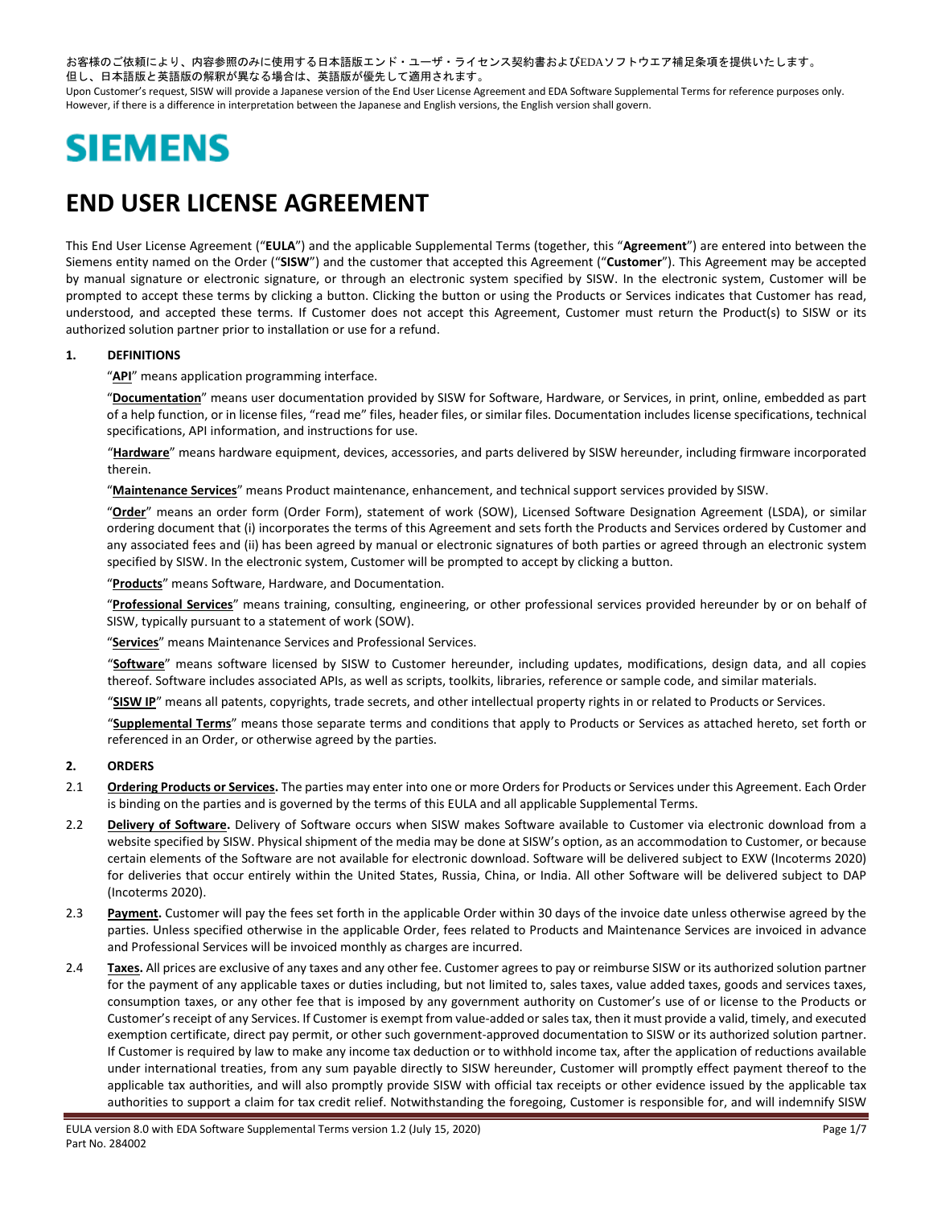お客様のご依頼により、内容参照のみに使用する日本語版エンド・ユーザ・ライセンス契約書およびEDAソフトウエア補足条項を提供いたします。
但し、日本語版と英語版の解釈が異なる場合は、英語版が優先して適用されます。
Upon Customer's request, SISW will provide a Japanese version of the End User License Agreement and EDA Software Supplemental Terms for reference purposes only. However, if there is a difference in interpretation between the Japanese and English versions, the English version shall govern.

**SIEMENS**

# END USER LICENSE AGREEMENT

This End User License Agreement ("**EULA**") and the applicable Supplemental Terms (together, this "**Agreement**") are entered into between the Siemens entity named on the Order ("**SISW**") and the customer that accepted this Agreement ("**Customer**"). This Agreement may be accepted by manual signature or electronic signature, or through an electronic system specified by SISW. In the electronic system, Customer will be prompted to accept these terms by clicking a button. Clicking the button or using the Products or Services indicates that Customer has read, understood, and accepted these terms. If Customer does not accept this Agreement, Customer must return the Product(s) to SISW or its authorized solution partner prior to installation or use for a refund.

**1. DEFINITIONS**

"**API**" means application programming interface.

"**Documentation**" means user documentation provided by SISW for Software, Hardware, or Services, in print, online, embedded as part of a help function, or in license files, "read me" files, header files, or similar files. Documentation includes license specifications, technical specifications, API information, and instructions for use.

"**Hardware**" means hardware equipment, devices, accessories, and parts delivered by SISW hereunder, including firmware incorporated therein.

"**Maintenance Services**" means Product maintenance, enhancement, and technical support services provided by SISW.

"**Order**" means an order form (Order Form), statement of work (SOW), Licensed Software Designation Agreement (LSDA), or similar ordering document that (i) incorporates the terms of this Agreement and sets forth the Products and Services ordered by Customer and any associated fees and (ii) has been agreed by manual or electronic signatures of both parties or agreed through an electronic system specified by SISW. In the electronic system, Customer will be prompted to accept by clicking a button.

"**Products**" means Software, Hardware, and Documentation.

"**Professional Services**" means training, consulting, engineering, or other professional services provided hereunder by or on behalf of SISW, typically pursuant to a statement of work (SOW).

"**Services**" means Maintenance Services and Professional Services.

"**Software**" means software licensed by SISW to Customer hereunder, including updates, modifications, design data, and all copies thereof. Software includes associated APIs, as well as scripts, toolkits, libraries, reference or sample code, and similar materials.

"**SISW IP**" means all patents, copyrights, trade secrets, and other intellectual property rights in or related to Products or Services.

"**Supplemental Terms**" means those separate terms and conditions that apply to Products or Services as attached hereto, set forth or referenced in an Order, or otherwise agreed by the parties.

**2. ORDERS**

2.1 **Ordering Products or Services.** The parties may enter into one or more Orders for Products or Services under this Agreement. Each Order is binding on the parties and is governed by the terms of this EULA and all applicable Supplemental Terms.

2.2 **Delivery of Software.** Delivery of Software occurs when SISW makes Software available to Customer via electronic download from a website specified by SISW. Physical shipment of the media may be done at SISW's option, as an accommodation to Customer, or because certain elements of the Software are not available for electronic download. Software will be delivered subject to EXW (Incoterms 2020) for deliveries that occur entirely within the United States, Russia, China, or India. All other Software will be delivered subject to DAP (Incoterms 2020).

2.3 **Payment.** Customer will pay the fees set forth in the applicable Order within 30 days of the invoice date unless otherwise agreed by the parties. Unless specified otherwise in the applicable Order, fees related to Products and Maintenance Services are invoiced in advance and Professional Services will be invoiced monthly as charges are incurred.

2.4 **Taxes.** All prices are exclusive of any taxes and any other fee. Customer agrees to pay or reimburse SISW or its authorized solution partner for the payment of any applicable taxes or duties including, but not limited to, sales taxes, value added taxes, goods and services taxes, consumption taxes, or any other fee that is imposed by any government authority on Customer's use of or license to the Products or Customer's receipt of any Services. If Customer is exempt from value-added or sales tax, then it must provide a valid, timely, and executed exemption certificate, direct pay permit, or other such government-approved documentation to SISW or its authorized solution partner. If Customer is required by law to make any income tax deduction or to withhold income tax, after the application of reductions available under international treaties, from any sum payable directly to SISW hereunder, Customer will promptly effect payment thereof to the applicable tax authorities, and will also promptly provide SISW with official tax receipts or other evidence issued by the applicable tax authorities to support a claim for tax credit relief. Notwithstanding the foregoing, Customer is responsible for, and will indemnify SISW

EULA version 8.0 with EDA Software Supplemental Terms version 1.2 (July 15, 2020)
Part No. 284002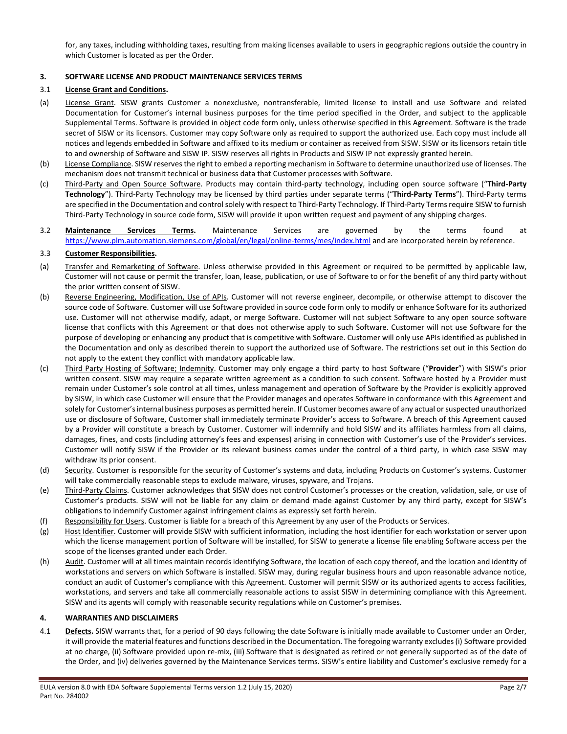for, any taxes, including withholding taxes, resulting from making licenses available to users in geographic regions outside the country in which Customer is located as per the Order.

### 3. SOFTWARE LICENSE AND PRODUCT MAINTENANCE SERVICES TERMS

3.1 **License Grant and Conditions.**

(a) License Grant. SISW grants Customer a nonexclusive, nontransferable, limited license to install and use Software and related Documentation for Customer's internal business purposes for the time period specified in the Order, and subject to the applicable Supplemental Terms. Software is provided in object code form only, unless otherwise specified in this Agreement. Software is the trade secret of SISW or its licensors. Customer may copy Software only as required to support the authorized use. Each copy must include all notices and legends embedded in Software and affixed to its medium or container as received from SISW. SISW or its licensors retain title to and ownership of Software and SISW IP. SISW reserves all rights in Products and SISW IP not expressly granted herein.

(b) License Compliance. SISW reserves the right to embed a reporting mechanism in Software to determine unauthorized use of licenses. The mechanism does not transmit technical or business data that Customer processes with Software.

(c) Third-Party and Open Source Software. Products may contain third-party technology, including open source software ("**Third-Party Technology**"). Third-Party Technology may be licensed by third parties under separate terms ("**Third-Party Terms**"). Third-Party terms are specified in the Documentation and control solely with respect to Third-Party Technology. If Third-Party Terms require SISW to furnish Third-Party Technology in source code form, SISW will provide it upon written request and payment of any shipping charges.

3.2 **Maintenance Services Terms.** Maintenance Services are governed by the terms found at https://www.plm.automation.siemens.com/global/en/legal/online-terms/mes/index.html and are incorporated herein by reference.

3.3 **Customer Responsibilities.**

(a) Transfer and Remarketing of Software. Unless otherwise provided in this Agreement or required to be permitted by applicable law, Customer will not cause or permit the transfer, loan, lease, publication, or use of Software to or for the benefit of any third party without the prior written consent of SISW.

(b) Reverse Engineering, Modification, Use of APIs. Customer will not reverse engineer, decompile, or otherwise attempt to discover the source code of Software. Customer will use Software provided in source code form only to modify or enhance Software for its authorized use. Customer will not otherwise modify, adapt, or merge Software. Customer will not subject Software to any open source software license that conflicts with this Agreement or that does not otherwise apply to such Software. Customer will not use Software for the purpose of developing or enhancing any product that is competitive with Software. Customer will only use APIs identified as published in the Documentation and only as described therein to support the authorized use of Software. The restrictions set out in this Section do not apply to the extent they conflict with mandatory applicable law.

(c) Third Party Hosting of Software; Indemnity. Customer may only engage a third party to host Software ("**Provider**") with SISW's prior written consent. SISW may require a separate written agreement as a condition to such consent. Software hosted by a Provider must remain under Customer's sole control at all times, unless management and operation of Software by the Provider is explicitly approved by SISW, in which case Customer will ensure that the Provider manages and operates Software in conformance with this Agreement and solely for Customer's internal business purposes as permitted herein. If Customer becomes aware of any actual or suspected unauthorized use or disclosure of Software, Customer shall immediately terminate Provider's access to Software. A breach of this Agreement caused by a Provider will constitute a breach by Customer. Customer will indemnify and hold SISW and its affiliates harmless from all claims, damages, fines, and costs (including attorney's fees and expenses) arising in connection with Customer's use of the Provider's services. Customer will notify SISW if the Provider or its relevant business comes under the control of a third party, in which case SISW may withdraw its prior consent.

(d) Security. Customer is responsible for the security of Customer's systems and data, including Products on Customer's systems. Customer will take commercially reasonable steps to exclude malware, viruses, spyware, and Trojans.

(e) Third-Party Claims. Customer acknowledges that SISW does not control Customer's processes or the creation, validation, sale, or use of Customer's products. SISW will not be liable for any claim or demand made against Customer by any third party, except for SISW's obligations to indemnify Customer against infringement claims as expressly set forth herein.

(f) Responsibility for Users. Customer is liable for a breach of this Agreement by any user of the Products or Services.

(g) Host Identifier. Customer will provide SISW with sufficient information, including the host identifier for each workstation or server upon which the license management portion of Software will be installed, for SISW to generate a license file enabling Software access per the scope of the licenses granted under each Order.

(h) Audit. Customer will at all times maintain records identifying Software, the location of each copy thereof, and the location and identity of workstations and servers on which Software is installed. SISW may, during regular business hours and upon reasonable advance notice, conduct an audit of Customer's compliance with this Agreement. Customer will permit SISW or its authorized agents to access facilities, workstations, and servers and take all commercially reasonable actions to assist SISW in determining compliance with this Agreement. SISW and its agents will comply with reasonable security regulations while on Customer's premises.

### 4. WARRANTIES AND DISCLAIMERS

4.1 **Defects.** SISW warrants that, for a period of 90 days following the date Software is initially made available to Customer under an Order, it will provide the material features and functions described in the Documentation. The foregoing warranty excludes (i) Software provided at no charge, (ii) Software provided upon re-mix, (iii) Software that is designated as retired or not generally supported as of the date of the Order, and (iv) deliveries governed by the Maintenance Services terms. SISW's entire liability and Customer's exclusive remedy for a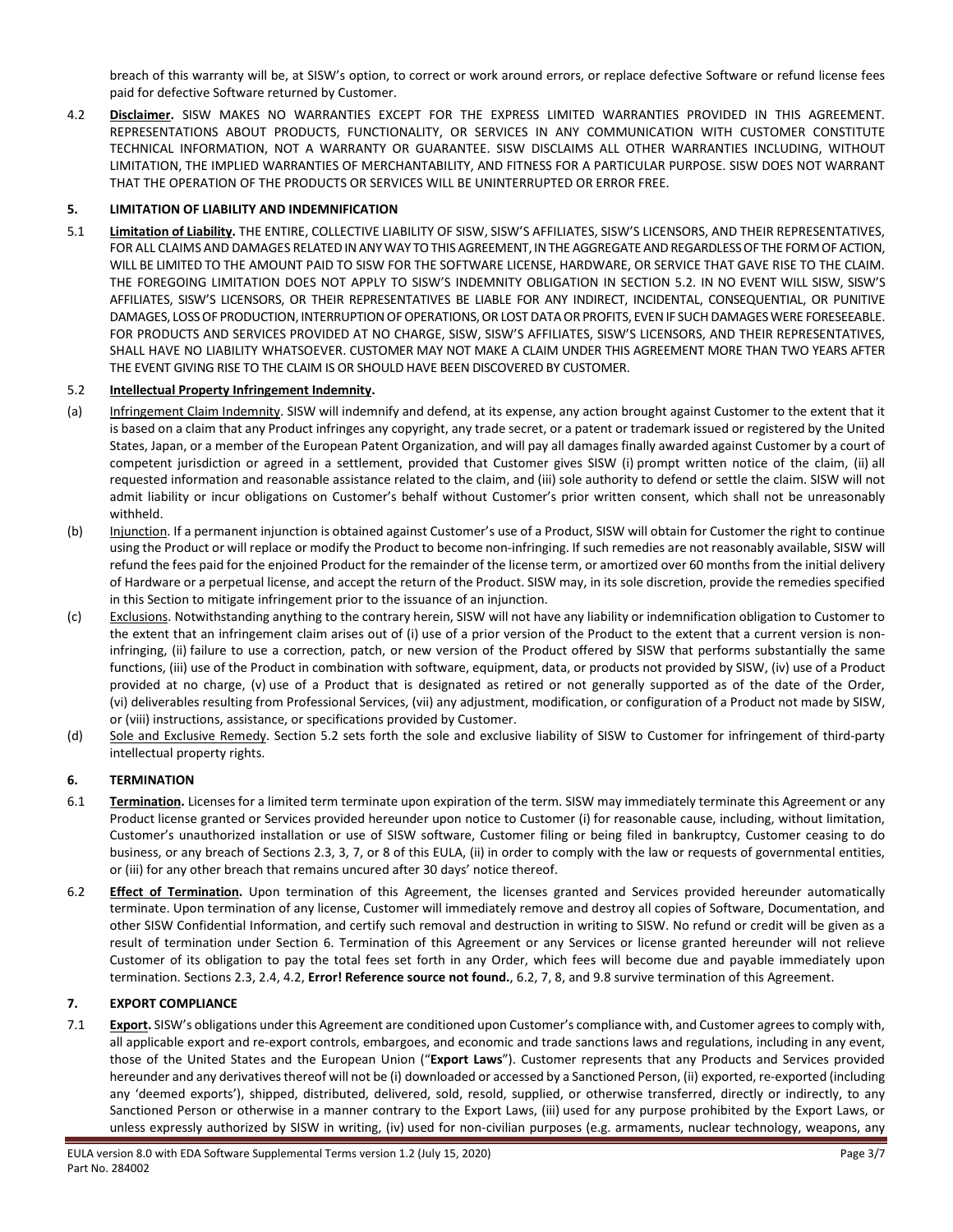breach of this warranty will be, at SISW's option, to correct or work around errors, or replace defective Software or refund license fees paid for defective Software returned by Customer.

4.2 **Disclaimer.** SISW MAKES NO WARRANTIES EXCEPT FOR THE EXPRESS LIMITED WARRANTIES PROVIDED IN THIS AGREEMENT. REPRESENTATIONS ABOUT PRODUCTS, FUNCTIONALITY, OR SERVICES IN ANY COMMUNICATION WITH CUSTOMER CONSTITUTE TECHNICAL INFORMATION, NOT A WARRANTY OR GUARANTEE. SISW DISCLAIMS ALL OTHER WARRANTIES INCLUDING, WITHOUT LIMITATION, THE IMPLIED WARRANTIES OF MERCHANTABILITY, AND FITNESS FOR A PARTICULAR PURPOSE. SISW DOES NOT WARRANT THAT THE OPERATION OF THE PRODUCTS OR SERVICES WILL BE UNINTERRUPTED OR ERROR FREE.

## 5. LIMITATION OF LIABILITY AND INDEMNIFICATION

5.1 **Limitation of Liability.** THE ENTIRE, COLLECTIVE LIABILITY OF SISW, SISW'S AFFILIATES, SISW'S LICENSORS, AND THEIR REPRESENTATIVES, FOR ALL CLAIMS AND DAMAGES RELATED IN ANY WAY TO THIS AGREEMENT, IN THE AGGREGATE AND REGARDLESS OF THE FORM OF ACTION, WILL BE LIMITED TO THE AMOUNT PAID TO SISW FOR THE SOFTWARE LICENSE, HARDWARE, OR SERVICE THAT GAVE RISE TO THE CLAIM. THE FOREGOING LIMITATION DOES NOT APPLY TO SISW'S INDEMNITY OBLIGATION IN SECTION 5.2. IN NO EVENT WILL SISW, SISW'S AFFILIATES, SISW'S LICENSORS, OR THEIR REPRESENTATIVES BE LIABLE FOR ANY INDIRECT, INCIDENTAL, CONSEQUENTIAL, OR PUNITIVE DAMAGES, LOSS OF PRODUCTION, INTERRUPTION OF OPERATIONS, OR LOST DATA OR PROFITS, EVEN IF SUCH DAMAGES WERE FORESEEABLE. FOR PRODUCTS AND SERVICES PROVIDED AT NO CHARGE, SISW, SISW'S AFFILIATES, SISW'S LICENSORS, AND THEIR REPRESENTATIVES, SHALL HAVE NO LIABILITY WHATSOEVER. CUSTOMER MAY NOT MAKE A CLAIM UNDER THIS AGREEMENT MORE THAN TWO YEARS AFTER THE EVENT GIVING RISE TO THE CLAIM IS OR SHOULD HAVE BEEN DISCOVERED BY CUSTOMER.

5.2 **Intellectual Property Infringement Indemnity.**

(a) Infringement Claim Indemnity. SISW will indemnify and defend, at its expense, any action brought against Customer to the extent that it is based on a claim that any Product infringes any copyright, any trade secret, or a patent or trademark issued or registered by the United States, Japan, or a member of the European Patent Organization, and will pay all damages finally awarded against Customer by a court of competent jurisdiction or agreed in a settlement, provided that Customer gives SISW (i) prompt written notice of the claim, (ii) all requested information and reasonable assistance related to the claim, and (iii) sole authority to defend or settle the claim. SISW will not admit liability or incur obligations on Customer's behalf without Customer's prior written consent, which shall not be unreasonably withheld.

(b) Injunction. If a permanent injunction is obtained against Customer's use of a Product, SISW will obtain for Customer the right to continue using the Product or will replace or modify the Product to become non-infringing. If such remedies are not reasonably available, SISW will refund the fees paid for the enjoined Product for the remainder of the license term, or amortized over 60 months from the initial delivery of Hardware or a perpetual license, and accept the return of the Product. SISW may, in its sole discretion, provide the remedies specified in this Section to mitigate infringement prior to the issuance of an injunction.

(c) Exclusions. Notwithstanding anything to the contrary herein, SISW will not have any liability or indemnification obligation to Customer to the extent that an infringement claim arises out of (i) use of a prior version of the Product to the extent that a current version is non-infringing, (ii) failure to use a correction, patch, or new version of the Product offered by SISW that performs substantially the same functions, (iii) use of the Product in combination with software, equipment, data, or products not provided by SISW, (iv) use of a Product provided at no charge, (v) use of a Product that is designated as retired or not generally supported as of the date of the Order, (vi) deliverables resulting from Professional Services, (vii) any adjustment, modification, or configuration of a Product not made by SISW, or (viii) instructions, assistance, or specifications provided by Customer.

(d) Sole and Exclusive Remedy. Section 5.2 sets forth the sole and exclusive liability of SISW to Customer for infringement of third-party intellectual property rights.

## 6. TERMINATION

6.1 **Termination.** Licenses for a limited term terminate upon expiration of the term. SISW may immediately terminate this Agreement or any Product license granted or Services provided hereunder upon notice to Customer (i) for reasonable cause, including, without limitation, Customer's unauthorized installation or use of SISW software, Customer filing or being filed in bankruptcy, Customer ceasing to do business, or any breach of Sections 2.3, 3, 7, or 8 of this EULA, (ii) in order to comply with the law or requests of governmental entities, or (iii) for any other breach that remains uncured after 30 days' notice thereof.

6.2 **Effect of Termination.** Upon termination of this Agreement, the licenses granted and Services provided hereunder automatically terminate. Upon termination of any license, Customer will immediately remove and destroy all copies of Software, Documentation, and other SISW Confidential Information, and certify such removal and destruction in writing to SISW. No refund or credit will be given as a result of termination under Section 6. Termination of this Agreement or any Services or license granted hereunder will not relieve Customer of its obligation to pay the total fees set forth in any Order, which fees will become due and payable immediately upon termination. Sections 2.3, 2.4, 4.2, **Error! Reference source not found.**, 6.2, 7, 8, and 9.8 survive termination of this Agreement.

## 7. EXPORT COMPLIANCE

7.1 **Export.** SISW's obligations under this Agreement are conditioned upon Customer's compliance with, and Customer agrees to comply with, all applicable export and re-export controls, embargoes, and economic and trade sanctions laws and regulations, including in any event, those of the United States and the European Union ("**Export Laws**"). Customer represents that any Products and Services provided hereunder and any derivatives thereof will not be (i) downloaded or accessed by a Sanctioned Person, (ii) exported, re-exported (including any 'deemed exports'), shipped, distributed, delivered, sold, resold, supplied, or otherwise transferred, directly or indirectly, to any Sanctioned Person or otherwise in a manner contrary to the Export Laws, (iii) used for any purpose prohibited by the Export Laws, or unless expressly authorized by SISW in writing, (iv) used for non-civilian purposes (e.g. armaments, nuclear technology, weapons, any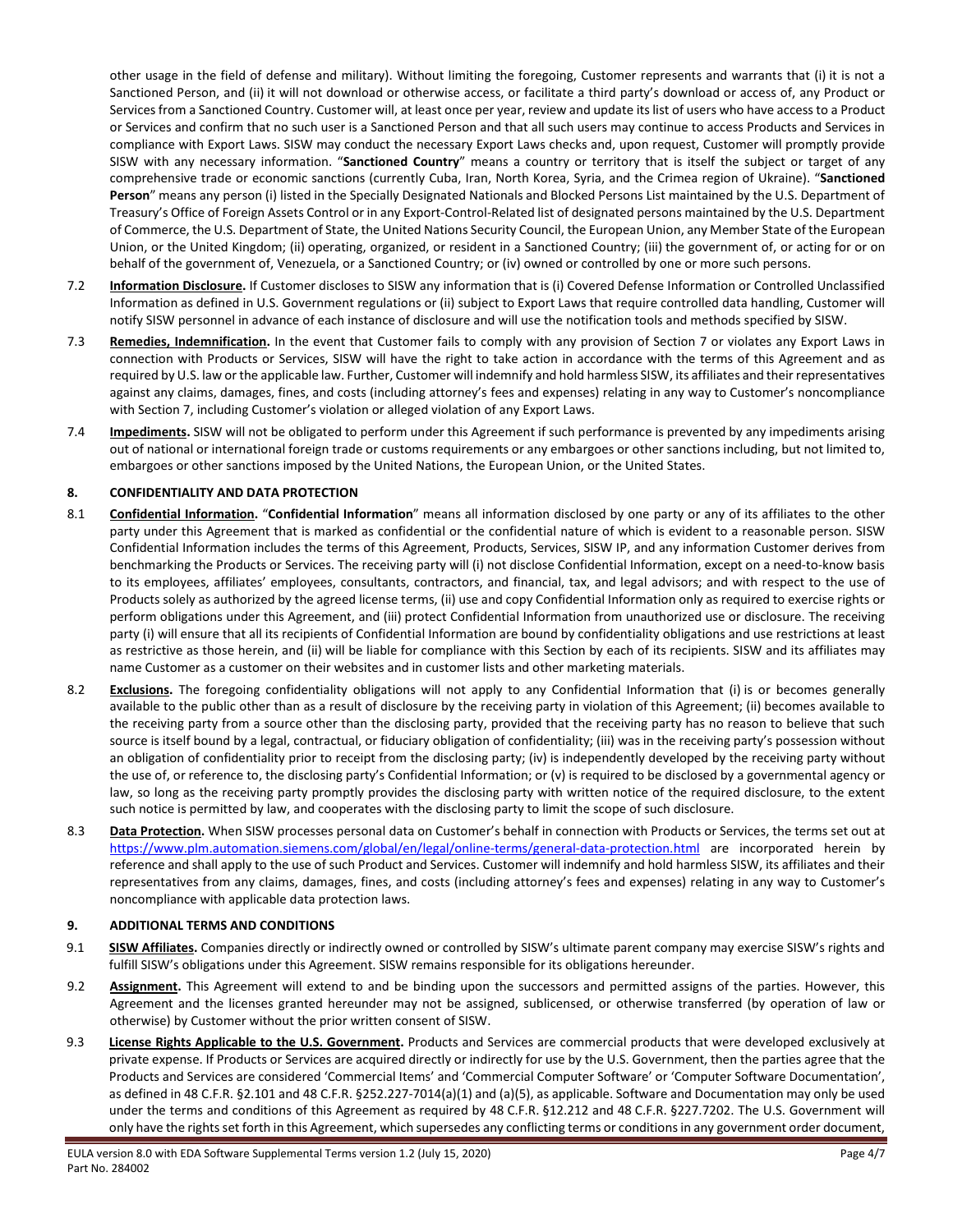other usage in the field of defense and military). Without limiting the foregoing, Customer represents and warrants that (i) it is not a Sanctioned Person, and (ii) it will not download or otherwise access, or facilitate a third party's download or access of, any Product or Services from a Sanctioned Country. Customer will, at least once per year, review and update its list of users who have access to a Product or Services and confirm that no such user is a Sanctioned Person and that all such users may continue to access Products and Services in compliance with Export Laws. SISW may conduct the necessary Export Laws checks and, upon request, Customer will promptly provide SISW with any necessary information. "**Sanctioned Country**" means a country or territory that is itself the subject or target of any comprehensive trade or economic sanctions (currently Cuba, Iran, North Korea, Syria, and the Crimea region of Ukraine). "**Sanctioned Person**" means any person (i) listed in the Specially Designated Nationals and Blocked Persons List maintained by the U.S. Department of Treasury's Office of Foreign Assets Control or in any Export-Control-Related list of designated persons maintained by the U.S. Department of Commerce, the U.S. Department of State, the United Nations Security Council, the European Union, any Member State of the European Union, or the United Kingdom; (ii) operating, organized, or resident in a Sanctioned Country; (iii) the government of, or acting for or on behalf of the government of, Venezuela, or a Sanctioned Country; or (iv) owned or controlled by one or more such persons.

7.2 **Information Disclosure.** If Customer discloses to SISW any information that is (i) Covered Defense Information or Controlled Unclassified Information as defined in U.S. Government regulations or (ii) subject to Export Laws that require controlled data handling, Customer will notify SISW personnel in advance of each instance of disclosure and will use the notification tools and methods specified by SISW.

7.3 **Remedies, Indemnification.** In the event that Customer fails to comply with any provision of Section 7 or violates any Export Laws in connection with Products or Services, SISW will have the right to take action in accordance with the terms of this Agreement and as required by U.S. law or the applicable law. Further, Customer will indemnify and hold harmless SISW, its affiliates and their representatives against any claims, damages, fines, and costs (including attorney's fees and expenses) relating in any way to Customer's noncompliance with Section 7, including Customer's violation or alleged violation of any Export Laws.

7.4 **Impediments.** SISW will not be obligated to perform under this Agreement if such performance is prevented by any impediments arising out of national or international foreign trade or customs requirements or any embargoes or other sanctions including, but not limited to, embargoes or other sanctions imposed by the United Nations, the European Union, or the United States.

## 8. CONFIDENTIALITY AND DATA PROTECTION

8.1 **Confidential Information.** "**Confidential Information**" means all information disclosed by one party or any of its affiliates to the other party under this Agreement that is marked as confidential or the confidential nature of which is evident to a reasonable person. SISW Confidential Information includes the terms of this Agreement, Products, Services, SISW IP, and any information Customer derives from benchmarking the Products or Services. The receiving party will (i) not disclose Confidential Information, except on a need-to-know basis to its employees, affiliates' employees, consultants, contractors, and financial, tax, and legal advisors; and with respect to the use of Products solely as authorized by the agreed license terms, (ii) use and copy Confidential Information only as required to exercise rights or perform obligations under this Agreement, and (iii) protect Confidential Information from unauthorized use or disclosure. The receiving party (i) will ensure that all its recipients of Confidential Information are bound by confidentiality obligations and use restrictions at least as restrictive as those herein, and (ii) will be liable for compliance with this Section by each of its recipients. SISW and its affiliates may name Customer as a customer on their websites and in customer lists and other marketing materials.

8.2 **Exclusions.** The foregoing confidentiality obligations will not apply to any Confidential Information that (i) is or becomes generally available to the public other than as a result of disclosure by the receiving party in violation of this Agreement; (ii) becomes available to the receiving party from a source other than the disclosing party, provided that the receiving party has no reason to believe that such source is itself bound by a legal, contractual, or fiduciary obligation of confidentiality; (iii) was in the receiving party's possession without an obligation of confidentiality prior to receipt from the disclosing party; (iv) is independently developed by the receiving party without the use of, or reference to, the disclosing party's Confidential Information; or (v) is required to be disclosed by a governmental agency or law, so long as the receiving party promptly provides the disclosing party with written notice of the required disclosure, to the extent such notice is permitted by law, and cooperates with the disclosing party to limit the scope of such disclosure.

8.3 **Data Protection.** When SISW processes personal data on Customer's behalf in connection with Products or Services, the terms set out at https://www.plm.automation.siemens.com/global/en/legal/online-terms/general-data-protection.html are incorporated herein by reference and shall apply to the use of such Product and Services. Customer will indemnify and hold harmless SISW, its affiliates and their representatives from any claims, damages, fines, and costs (including attorney's fees and expenses) relating in any way to Customer's noncompliance with applicable data protection laws.

## 9. ADDITIONAL TERMS AND CONDITIONS

9.1 **SISW Affiliates.** Companies directly or indirectly owned or controlled by SISW's ultimate parent company may exercise SISW's rights and fulfill SISW's obligations under this Agreement. SISW remains responsible for its obligations hereunder.

9.2 **Assignment.** This Agreement will extend to and be binding upon the successors and permitted assigns of the parties. However, this Agreement and the licenses granted hereunder may not be assigned, sublicensed, or otherwise transferred (by operation of law or otherwise) by Customer without the prior written consent of SISW.

9.3 **License Rights Applicable to the U.S. Government.** Products and Services are commercial products that were developed exclusively at private expense. If Products or Services are acquired directly or indirectly for use by the U.S. Government, then the parties agree that the Products and Services are considered 'Commercial Items' and 'Commercial Computer Software' or 'Computer Software Documentation', as defined in 48 C.F.R. §2.101 and 48 C.F.R. §252.227-7014(a)(1) and (a)(5), as applicable. Software and Documentation may only be used under the terms and conditions of this Agreement as required by 48 C.F.R. §12.212 and 48 C.F.R. §227.7202. The U.S. Government will only have the rights set forth in this Agreement, which supersedes any conflicting terms or conditions in any government order document,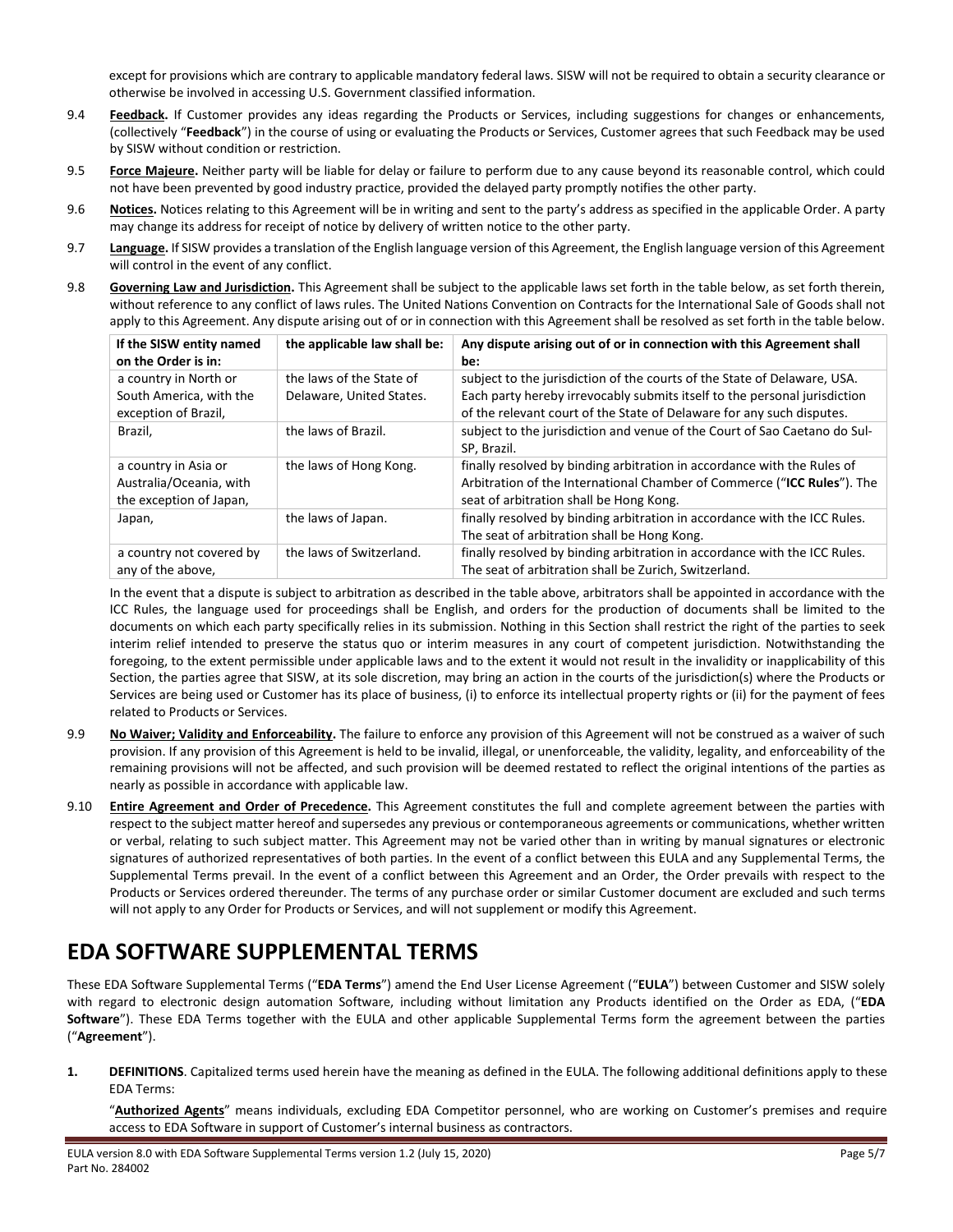except for provisions which are contrary to applicable mandatory federal laws. SISW will not be required to obtain a security clearance or otherwise be involved in accessing U.S. Government classified information.

9.4 **Feedback.** If Customer provides any ideas regarding the Products or Services, including suggestions for changes or enhancements, (collectively "**Feedback**") in the course of using or evaluating the Products or Services, Customer agrees that such Feedback may be used by SISW without condition or restriction.

9.5 **Force Majeure.** Neither party will be liable for delay or failure to perform due to any cause beyond its reasonable control, which could not have been prevented by good industry practice, provided the delayed party promptly notifies the other party.

9.6 **Notices.** Notices relating to this Agreement will be in writing and sent to the party's address as specified in the applicable Order. A party may change its address for receipt of notice by delivery of written notice to the other party.

9.7 **Language.** If SISW provides a translation of the English language version of this Agreement, the English language version of this Agreement will control in the event of any conflict.

9.8 **Governing Law and Jurisdiction.** This Agreement shall be subject to the applicable laws set forth in the table below, as set forth therein, without reference to any conflict of laws rules. The United Nations Convention on Contracts for the International Sale of Goods shall not apply to this Agreement. Any dispute arising out of or in connection with this Agreement shall be resolved as set forth in the table below.

| If the SISW entity named on the Order is in: | the applicable law shall be: | Any dispute arising out of or in connection with this Agreement shall be: |
|---|---|---|
| a country in North or South America, with the exception of Brazil, | the laws of the State of Delaware, United States. | subject to the jurisdiction of the courts of the State of Delaware, USA. Each party hereby irrevocably submits itself to the personal jurisdiction of the relevant court of the State of Delaware for any such disputes. |
| Brazil, | the laws of Brazil. | subject to the jurisdiction and venue of the Court of Sao Caetano do Sul-SP, Brazil. |
| a country in Asia or Australia/Oceania, with the exception of Japan, | the laws of Hong Kong. | finally resolved by binding arbitration in accordance with the Rules of Arbitration of the International Chamber of Commerce ("**ICC Rules**"). The seat of arbitration shall be Hong Kong. |
| Japan, | the laws of Japan. | finally resolved by binding arbitration in accordance with the ICC Rules. The seat of arbitration shall be Hong Kong. |
| a country not covered by any of the above, | the laws of Switzerland. | finally resolved by binding arbitration in accordance with the ICC Rules. The seat of arbitration shall be Zurich, Switzerland. |

In the event that a dispute is subject to arbitration as described in the table above, arbitrators shall be appointed in accordance with the ICC Rules, the language used for proceedings shall be English, and orders for the production of documents shall be limited to the documents on which each party specifically relies in its submission. Nothing in this Section shall restrict the right of the parties to seek interim relief intended to preserve the status quo or interim measures in any court of competent jurisdiction. Notwithstanding the foregoing, to the extent permissible under applicable laws and to the extent it would not result in the invalidity or inapplicability of this Section, the parties agree that SISW, at its sole discretion, may bring an action in the courts of the jurisdiction(s) where the Products or Services are being used or Customer has its place of business, (i) to enforce its intellectual property rights or (ii) for the payment of fees related to Products or Services.

9.9 **No Waiver; Validity and Enforceability.** The failure to enforce any provision of this Agreement will not be construed as a waiver of such provision. If any provision of this Agreement is held to be invalid, illegal, or unenforceable, the validity, legality, and enforceability of the remaining provisions will not be affected, and such provision will be deemed restated to reflect the original intentions of the parties as nearly as possible in accordance with applicable law.

9.10 **Entire Agreement and Order of Precedence.** This Agreement constitutes the full and complete agreement between the parties with respect to the subject matter hereof and supersedes any previous or contemporaneous agreements or communications, whether written or verbal, relating to such subject matter. This Agreement may not be varied other than in writing by manual signatures or electronic signatures of authorized representatives of both parties. In the event of a conflict between this EULA and any Supplemental Terms, the Supplemental Terms prevail. In the event of a conflict between this Agreement and an Order, the Order prevails with respect to the Products or Services ordered thereunder. The terms of any purchase order or similar Customer document are excluded and such terms will not apply to any Order for Products or Services, and will not supplement or modify this Agreement.

# EDA SOFTWARE SUPPLEMENTAL TERMS

These EDA Software Supplemental Terms ("**EDA Terms**") amend the End User License Agreement ("**EULA**") between Customer and SISW solely with regard to electronic design automation Software, including without limitation any Products identified on the Order as EDA, ("**EDA Software**"). These EDA Terms together with the EULA and other applicable Supplemental Terms form the agreement between the parties ("**Agreement**").

**1. DEFINITIONS**. Capitalized terms used herein have the meaning as defined in the EULA. The following additional definitions apply to these EDA Terms:

"**Authorized Agents**" means individuals, excluding EDA Competitor personnel, who are working on Customer's premises and require access to EDA Software in support of Customer's internal business as contractors.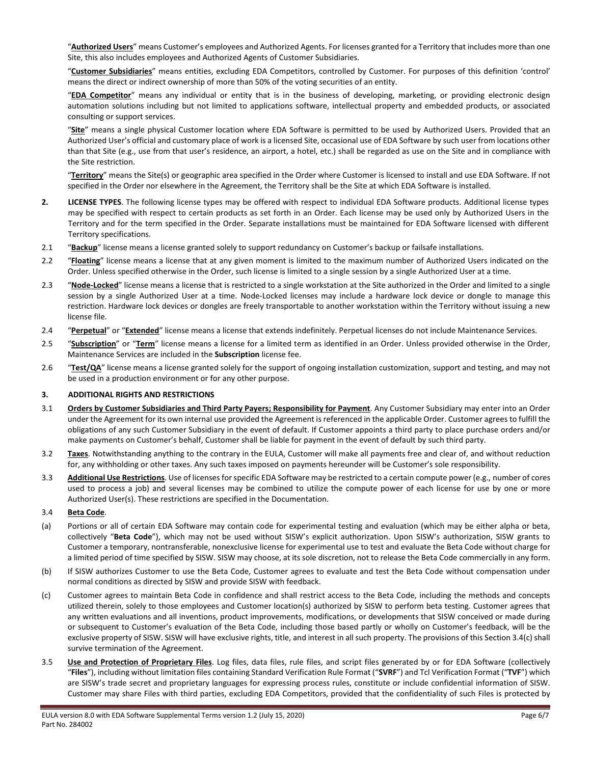"**Authorized Users**" means Customer's employees and Authorized Agents. For licenses granted for a Territory that includes more than one Site, this also includes employees and Authorized Agents of Customer Subsidiaries.

"**Customer Subsidiaries**" means entities, excluding EDA Competitors, controlled by Customer. For purposes of this definition 'control' means the direct or indirect ownership of more than 50% of the voting securities of an entity.

"**EDA Competitor**" means any individual or entity that is in the business of developing, marketing, or providing electronic design automation solutions including but not limited to applications software, intellectual property and embedded products, or associated consulting or support services.

"**Site**" means a single physical Customer location where EDA Software is permitted to be used by Authorized Users. Provided that an Authorized User's official and customary place of work is a licensed Site, occasional use of EDA Software by such user from locations other than that Site (e.g., use from that user's residence, an airport, a hotel, etc.) shall be regarded as use on the Site and in compliance with the Site restriction.

"**Territory**" means the Site(s) or geographic area specified in the Order where Customer is licensed to install and use EDA Software. If not specified in the Order nor elsewhere in the Agreement, the Territory shall be the Site at which EDA Software is installed.

**2. LICENSE TYPES**. The following license types may be offered with respect to individual EDA Software products. Additional license types may be specified with respect to certain products as set forth in an Order. Each license may be used only by Authorized Users in the Territory and for the term specified in the Order. Separate installations must be maintained for EDA Software licensed with different Territory specifications.

2.1 "**Backup**" license means a license granted solely to support redundancy on Customer's backup or failsafe installations.

2.2 "**Floating**" license means a license that at any given moment is limited to the maximum number of Authorized Users indicated on the Order. Unless specified otherwise in the Order, such license is limited to a single session by a single Authorized User at a time.

2.3 "**Node-Locked**" license means a license that is restricted to a single workstation at the Site authorized in the Order and limited to a single session by a single Authorized User at a time. Node-Locked licenses may include a hardware lock device or dongle to manage this restriction. Hardware lock devices or dongles are freely transportable to another workstation within the Territory without issuing a new license file.

2.4 "**Perpetual**" or "**Extended**" license means a license that extends indefinitely. Perpetual licenses do not include Maintenance Services.

2.5 "**Subscription**" or "**Term**" license means a license for a limited term as identified in an Order. Unless provided otherwise in the Order, Maintenance Services are included in the **Subscription** license fee.

2.6 "**Test/QA**" license means a license granted solely for the support of ongoing installation customization, support and testing, and may not be used in a production environment or for any other purpose.

**3. ADDITIONAL RIGHTS AND RESTRICTIONS**

3.1 **Orders by Customer Subsidiaries and Third Party Payers; Responsibility for Payment**. Any Customer Subsidiary may enter into an Order under the Agreement for its own internal use provided the Agreement is referenced in the applicable Order. Customer agrees to fulfill the obligations of any such Customer Subsidiary in the event of default. If Customer appoints a third party to place purchase orders and/or make payments on Customer's behalf, Customer shall be liable for payment in the event of default by such third party.

3.2 **Taxes**. Notwithstanding anything to the contrary in the EULA, Customer will make all payments free and clear of, and without reduction for, any withholding or other taxes. Any such taxes imposed on payments hereunder will be Customer's sole responsibility.

3.3 **Additional Use Restrictions**. Use of licenses for specific EDA Software may be restricted to a certain compute power (e.g., number of cores used to process a job) and several licenses may be combined to utilize the compute power of each license for use by one or more Authorized User(s). These restrictions are specified in the Documentation.

3.4 **Beta Code**.

(a) Portions or all of certain EDA Software may contain code for experimental testing and evaluation (which may be either alpha or beta, collectively "**Beta Code**"), which may not be used without SISW's explicit authorization. Upon SISW's authorization, SISW grants to Customer a temporary, nontransferable, nonexclusive license for experimental use to test and evaluate the Beta Code without charge for a limited period of time specified by SISW. SISW may choose, at its sole discretion, not to release the Beta Code commercially in any form.

(b) If SISW authorizes Customer to use the Beta Code, Customer agrees to evaluate and test the Beta Code without compensation under normal conditions as directed by SISW and provide SISW with feedback.

(c) Customer agrees to maintain Beta Code in confidence and shall restrict access to the Beta Code, including the methods and concepts utilized therein, solely to those employees and Customer location(s) authorized by SISW to perform beta testing. Customer agrees that any written evaluations and all inventions, product improvements, modifications, or developments that SISW conceived or made during or subsequent to Customer's evaluation of the Beta Code, including those based partly or wholly on Customer's feedback, will be the exclusive property of SISW. SISW will have exclusive rights, title, and interest in all such property. The provisions of this Section 3.4(c) shall survive termination of the Agreement.

3.5 **Use and Protection of Proprietary Files**. Log files, data files, rule files, and script files generated by or for EDA Software (collectively "**Files**"), including without limitation files containing Standard Verification Rule Format ("**SVRF**") and Tcl Verification Format ("**TVF**") which are SISW's trade secret and proprietary languages for expressing process rules, constitute or include confidential information of SISW. Customer may share Files with third parties, excluding EDA Competitors, provided that the confidentiality of such Files is protected by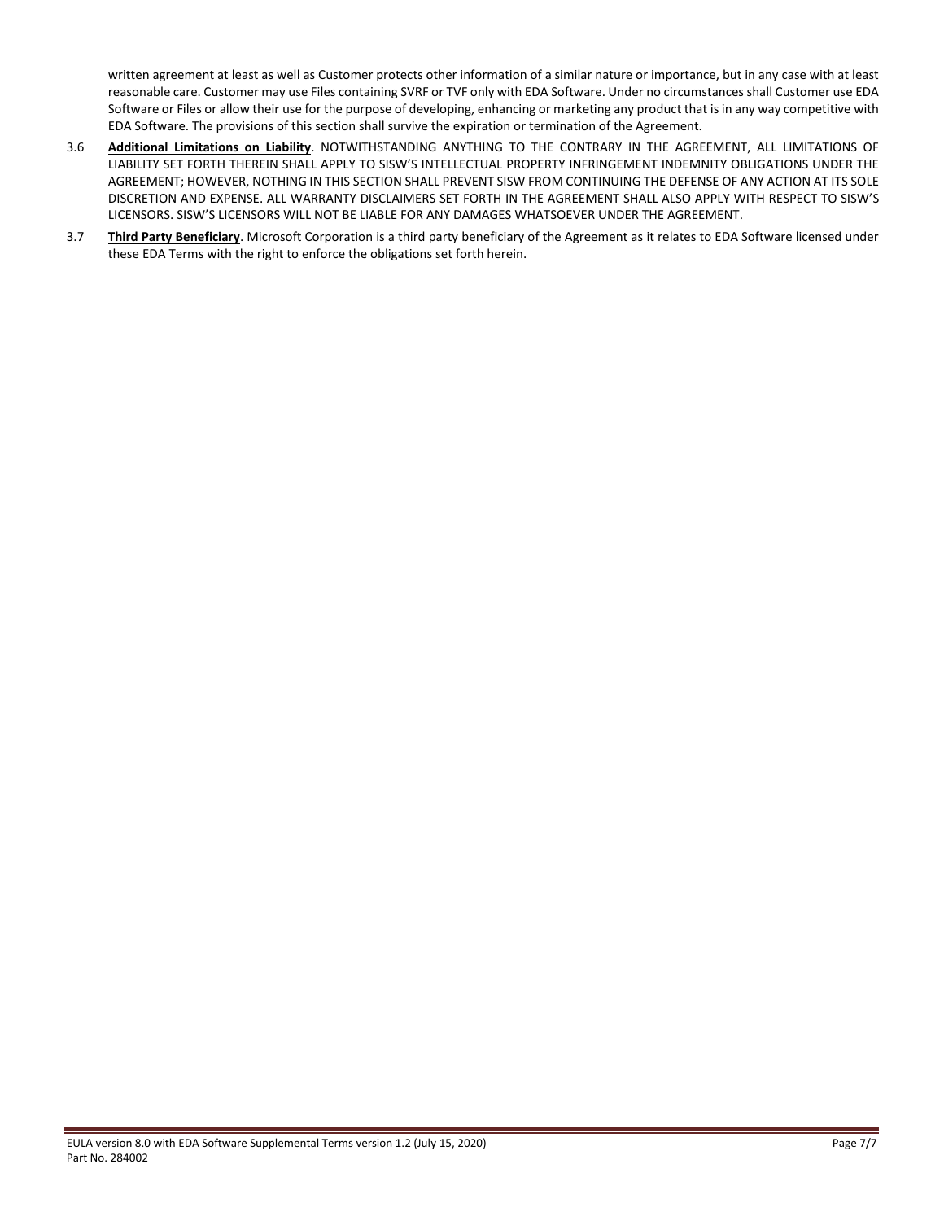written agreement at least as well as Customer protects other information of a similar nature or importance, but in any case with at least reasonable care. Customer may use Files containing SVRF or TVF only with EDA Software. Under no circumstances shall Customer use EDA Software or Files or allow their use for the purpose of developing, enhancing or marketing any product that is in any way competitive with EDA Software. The provisions of this section shall survive the expiration or termination of the Agreement.

3.6 **Additional Limitations on Liability**. NOTWITHSTANDING ANYTHING TO THE CONTRARY IN THE AGREEMENT, ALL LIMITATIONS OF LIABILITY SET FORTH THEREIN SHALL APPLY TO SISW'S INTELLECTUAL PROPERTY INFRINGEMENT INDEMNITY OBLIGATIONS UNDER THE AGREEMENT; HOWEVER, NOTHING IN THIS SECTION SHALL PREVENT SISW FROM CONTINUING THE DEFENSE OF ANY ACTION AT ITS SOLE DISCRETION AND EXPENSE. ALL WARRANTY DISCLAIMERS SET FORTH IN THE AGREEMENT SHALL ALSO APPLY WITH RESPECT TO SISW'S LICENSORS. SISW'S LICENSORS WILL NOT BE LIABLE FOR ANY DAMAGES WHATSOEVER UNDER THE AGREEMENT.

3.7 **Third Party Beneficiary**. Microsoft Corporation is a third party beneficiary of the Agreement as it relates to EDA Software licensed under these EDA Terms with the right to enforce the obligations set forth herein.